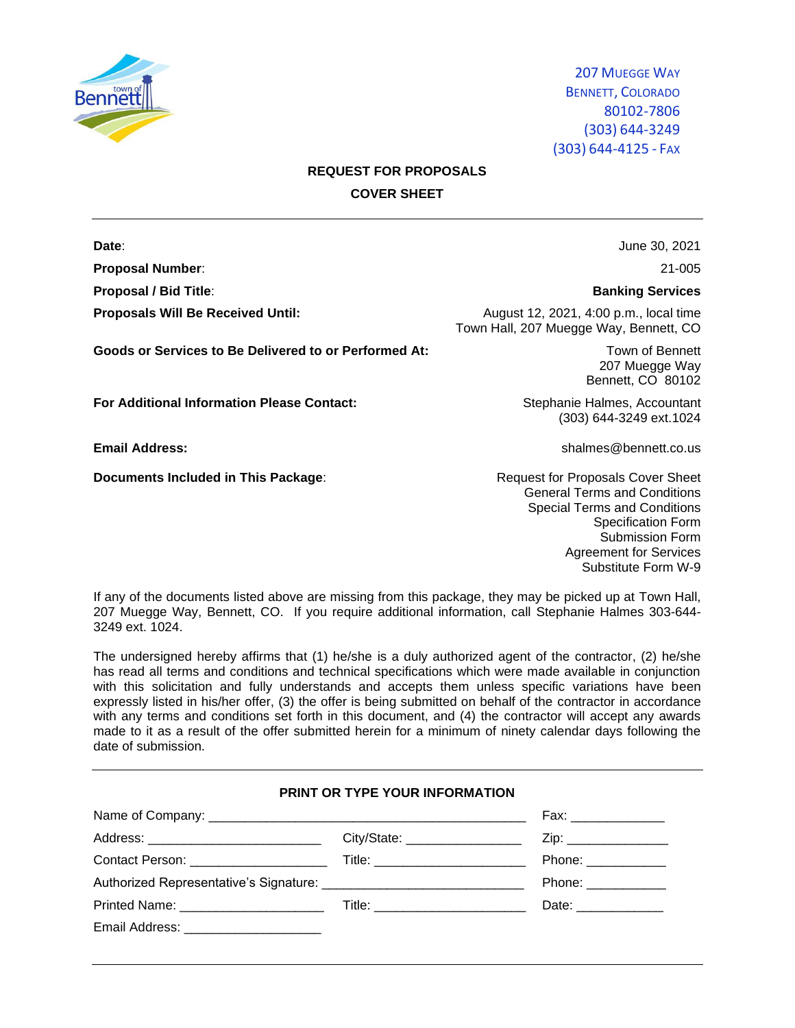207 Muegge Way
Bennett, Colorado
80102-7806
(303) 644-3249
(303) 644-4125 - Fax

## REQUEST FOR PROPOSALS

## COVER SHEET

---

| | |
|---|---|
| **Date**: | June 30, 2021 |
| **Proposal Number**: | 21-005 |
| **Proposal / Bid Title**: | **Banking Services** |
| **Proposals Will Be Received Until:** | August 12, 2021, 4:00 p.m., local time<br>Town Hall, 207 Muegge Way, Bennett, CO |
| **Goods or Services to Be Delivered to or Performed At:** | Town of Bennett<br>207 Muegge Way<br>Bennett, CO 80102 |
| **For Additional Information Please Contact:** | Stephanie Halmes, Accountant<br>(303) 644-3249 ext.1024 |
| **Email Address:** | shalmes@bennett.co.us |
| **Documents Included in This Package**: | Request for Proposals Cover Sheet<br>General Terms and Conditions<br>Special Terms and Conditions<br>Specification Form<br>Submission Form<br>Agreement for Services<br>Substitute Form W-9 |

If any of the documents listed above are missing from this package, they may be picked up at Town Hall, 207 Muegge Way, Bennett, CO. If you require additional information, call Stephanie Halmes 303-644-3249 ext. 1024.

The undersigned hereby affirms that (1) he/she is a duly authorized agent of the contractor, (2) he/she has read all terms and conditions and technical specifications which were made available in conjunction with this solicitation and fully understands and accepts them unless specific variations have been expressly listed in his/her offer, (3) the offer is being submitted on behalf of the contractor in accordance with any terms and conditions set forth in this document, and (4) the contractor will accept any awards made to it as a result of the offer submitted herein for a minimum of ninety calendar days following the date of submission.

---

**PRINT OR TYPE YOUR INFORMATION**

Name of Company: ____________________________________________ Fax: _____________

Address: ________________________ City/State: ________________ Zip: ______________

Contact Person: ___________________ Title: _____________________ Phone: ___________

Authorized Representative's Signature: ____________________________ Phone: ___________

Printed Name: ____________________ Title: _____________________ Date: ____________

Email Address: ___________________

---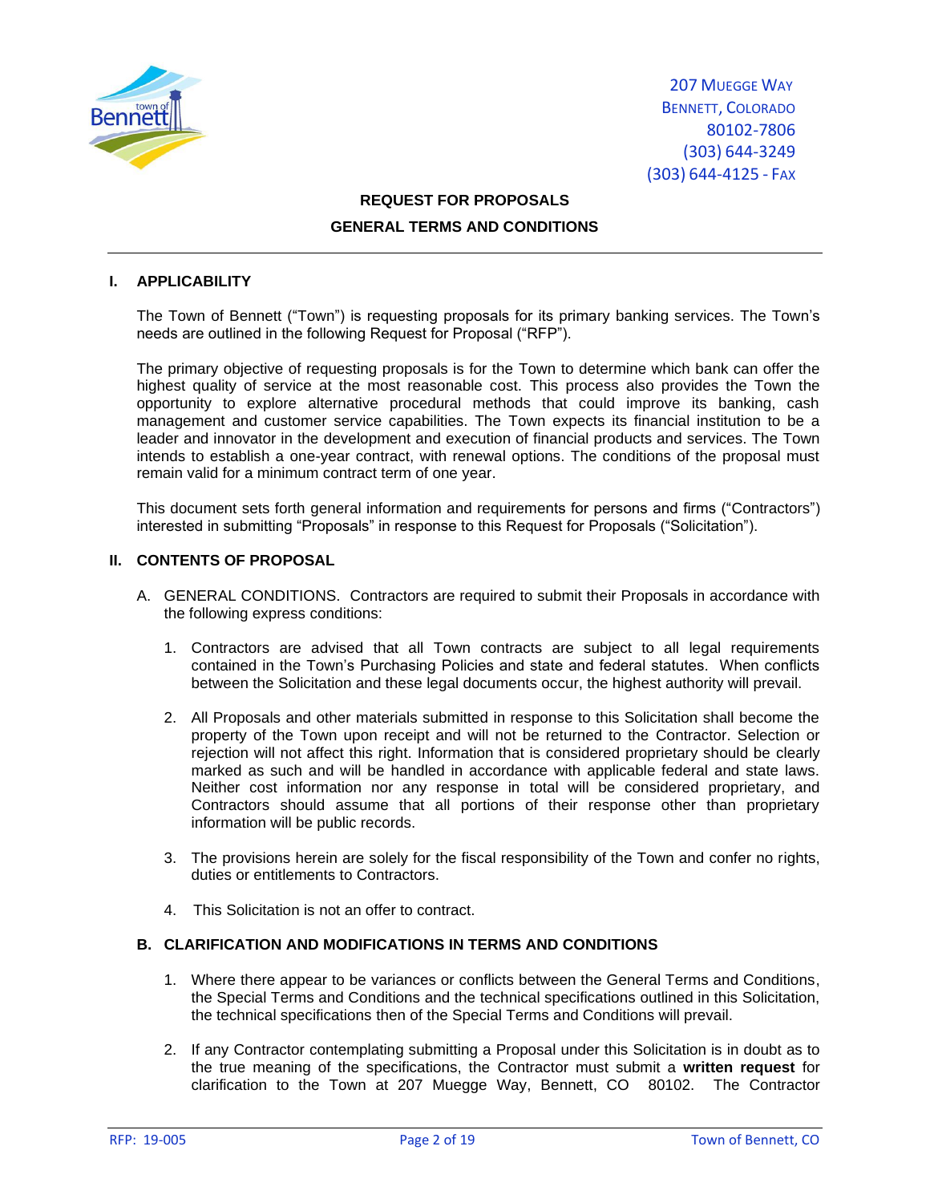207 Muegge Way
Bennett, Colorado
80102-7806
(303) 644-3249
(303) 644-4125 - Fax

**REQUEST FOR PROPOSALS**

**GENERAL TERMS AND CONDITIONS**

## I. APPLICABILITY

The Town of Bennett ("Town") is requesting proposals for its primary banking services. The Town's needs are outlined in the following Request for Proposal ("RFP").

The primary objective of requesting proposals is for the Town to determine which bank can offer the highest quality of service at the most reasonable cost. This process also provides the Town the opportunity to explore alternative procedural methods that could improve its banking, cash management and customer service capabilities. The Town expects its financial institution to be a leader and innovator in the development and execution of financial products and services. The Town intends to establish a one-year contract, with renewal options. The conditions of the proposal must remain valid for a minimum contract term of one year.

This document sets forth general information and requirements for persons and firms ("Contractors") interested in submitting "Proposals" in response to this Request for Proposals ("Solicitation").

## II. CONTENTS OF PROPOSAL

A. GENERAL CONDITIONS. Contractors are required to submit their Proposals in accordance with the following express conditions:

1. Contractors are advised that all Town contracts are subject to all legal requirements contained in the Town's Purchasing Policies and state and federal statutes. When conflicts between the Solicitation and these legal documents occur, the highest authority will prevail.

2. All Proposals and other materials submitted in response to this Solicitation shall become the property of the Town upon receipt and will not be returned to the Contractor. Selection or rejection will not affect this right. Information that is considered proprietary should be clearly marked as such and will be handled in accordance with applicable federal and state laws. Neither cost information nor any response in total will be considered proprietary, and Contractors should assume that all portions of their response other than proprietary information will be public records.

3. The provisions herein are solely for the fiscal responsibility of the Town and confer no rights, duties or entitlements to Contractors.

4. This Solicitation is not an offer to contract.

### B. CLARIFICATION AND MODIFICATIONS IN TERMS AND CONDITIONS

1. Where there appear to be variances or conflicts between the General Terms and Conditions, the Special Terms and Conditions and the technical specifications outlined in this Solicitation, the technical specifications then of the Special Terms and Conditions will prevail.

2. If any Contractor contemplating submitting a Proposal under this Solicitation is in doubt as to the true meaning of the specifications, the Contractor must submit a **written request** for clarification to the Town at 207 Muegge Way, Bennett, CO 80102. The Contractor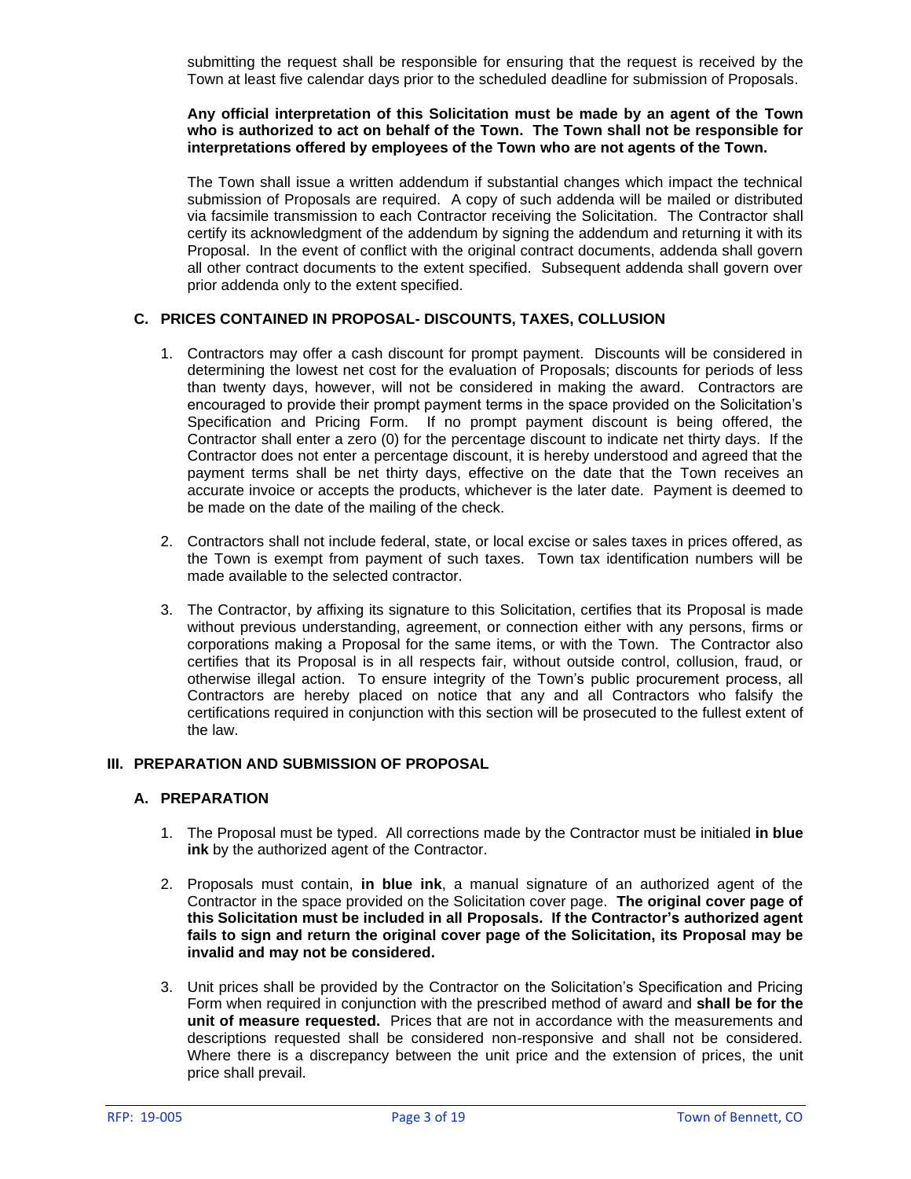submitting the request shall be responsible for ensuring that the request is received by the Town at least five calendar days prior to the scheduled deadline for submission of Proposals.

**Any official interpretation of this Solicitation must be made by an agent of the Town who is authorized to act on behalf of the Town. The Town shall not be responsible for interpretations offered by employees of the Town who are not agents of the Town.**

The Town shall issue a written addendum if substantial changes which impact the technical submission of Proposals are required. A copy of such addenda will be mailed or distributed via facsimile transmission to each Contractor receiving the Solicitation. The Contractor shall certify its acknowledgment of the addendum by signing the addendum and returning it with its Proposal. In the event of conflict with the original contract documents, addenda shall govern all other contract documents to the extent specified. Subsequent addenda shall govern over prior addenda only to the extent specified.

### C. PRICES CONTAINED IN PROPOSAL- DISCOUNTS, TAXES, COLLUSION

1. Contractors may offer a cash discount for prompt payment. Discounts will be considered in determining the lowest net cost for the evaluation of Proposals; discounts for periods of less than twenty days, however, will not be considered in making the award. Contractors are encouraged to provide their prompt payment terms in the space provided on the Solicitation's Specification and Pricing Form. If no prompt payment discount is being offered, the Contractor shall enter a zero (0) for the percentage discount to indicate net thirty days. If the Contractor does not enter a percentage discount, it is hereby understood and agreed that the payment terms shall be net thirty days, effective on the date that the Town receives an accurate invoice or accepts the products, whichever is the later date. Payment is deemed to be made on the date of the mailing of the check.

2. Contractors shall not include federal, state, or local excise or sales taxes in prices offered, as the Town is exempt from payment of such taxes. Town tax identification numbers will be made available to the selected contractor.

3. The Contractor, by affixing its signature to this Solicitation, certifies that its Proposal is made without previous understanding, agreement, or connection either with any persons, firms or corporations making a Proposal for the same items, or with the Town. The Contractor also certifies that its Proposal is in all respects fair, without outside control, collusion, fraud, or otherwise illegal action. To ensure integrity of the Town's public procurement process, all Contractors are hereby placed on notice that any and all Contractors who falsify the certifications required in conjunction with this section will be prosecuted to the fullest extent of the law.

## III. PREPARATION AND SUBMISSION OF PROPOSAL

### A. PREPARATION

1. The Proposal must be typed. All corrections made by the Contractor must be initialed **in blue ink** by the authorized agent of the Contractor.

2. Proposals must contain, **in blue ink**, a manual signature of an authorized agent of the Contractor in the space provided on the Solicitation cover page. **The original cover page of this Solicitation must be included in all Proposals. If the Contractor's authorized agent fails to sign and return the original cover page of the Solicitation, its Proposal may be invalid and may not be considered.**

3. Unit prices shall be provided by the Contractor on the Solicitation's Specification and Pricing Form when required in conjunction with the prescribed method of award and **shall be for the unit of measure requested.** Prices that are not in accordance with the measurements and descriptions requested shall be considered non-responsive and shall not be considered. Where there is a discrepancy between the unit price and the extension of prices, the unit price shall prevail.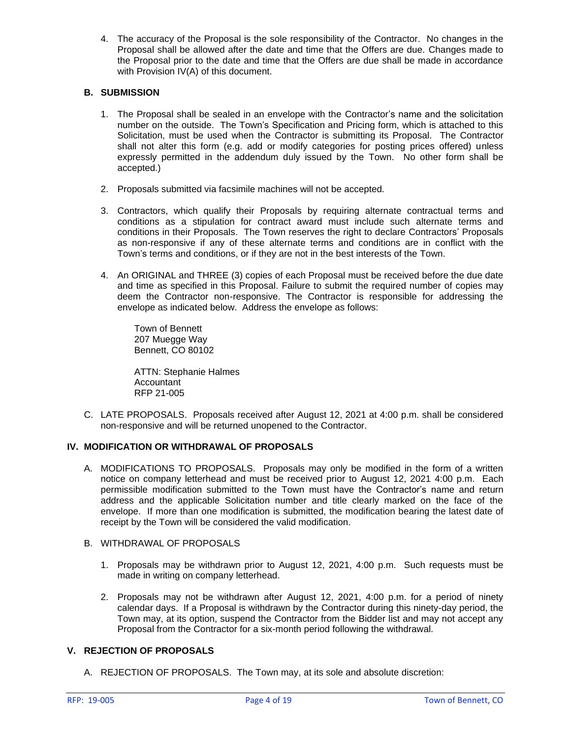4. The accuracy of the Proposal is the sole responsibility of the Contractor. No changes in the Proposal shall be allowed after the date and time that the Offers are due. Changes made to the Proposal prior to the date and time that the Offers are due shall be made in accordance with Provision IV(A) of this document.

### B. SUBMISSION

1. The Proposal shall be sealed in an envelope with the Contractor's name and the solicitation number on the outside. The Town's Specification and Pricing form, which is attached to this Solicitation, must be used when the Contractor is submitting its Proposal. The Contractor shall not alter this form (e.g. add or modify categories for posting prices offered) unless expressly permitted in the addendum duly issued by the Town. No other form shall be accepted.)

2. Proposals submitted via facsimile machines will not be accepted.

3. Contractors, which qualify their Proposals by requiring alternate contractual terms and conditions as a stipulation for contract award must include such alternate terms and conditions in their Proposals. The Town reserves the right to declare Contractors' Proposals as non-responsive if any of these alternate terms and conditions are in conflict with the Town's terms and conditions, or if they are not in the best interests of the Town.

4. An ORIGINAL and THREE (3) copies of each Proposal must be received before the due date and time as specified in this Proposal. Failure to submit the required number of copies may deem the Contractor non-responsive. The Contractor is responsible for addressing the envelope as indicated below. Address the envelope as follows:

   Town of Bennett
   207 Muegge Way
   Bennett, CO 80102

   ATTN: Stephanie Halmes
   Accountant
   RFP 21-005

C. LATE PROPOSALS. Proposals received after August 12, 2021 at 4:00 p.m. shall be considered non-responsive and will be returned unopened to the Contractor.

## IV. MODIFICATION OR WITHDRAWAL OF PROPOSALS

A. MODIFICATIONS TO PROPOSALS. Proposals may only be modified in the form of a written notice on company letterhead and must be received prior to August 12, 2021 4:00 p.m. Each permissible modification submitted to the Town must have the Contractor's name and return address and the applicable Solicitation number and title clearly marked on the face of the envelope. If more than one modification is submitted, the modification bearing the latest date of receipt by the Town will be considered the valid modification.

B. WITHDRAWAL OF PROPOSALS

1. Proposals may be withdrawn prior to August 12, 2021, 4:00 p.m. Such requests must be made in writing on company letterhead.

2. Proposals may not be withdrawn after August 12, 2021, 4:00 p.m. for a period of ninety calendar days. If a Proposal is withdrawn by the Contractor during this ninety-day period, the Town may, at its option, suspend the Contractor from the Bidder list and may not accept any Proposal from the Contractor for a six-month period following the withdrawal.

## V. REJECTION OF PROPOSALS

A. REJECTION OF PROPOSALS. The Town may, at its sole and absolute discretion: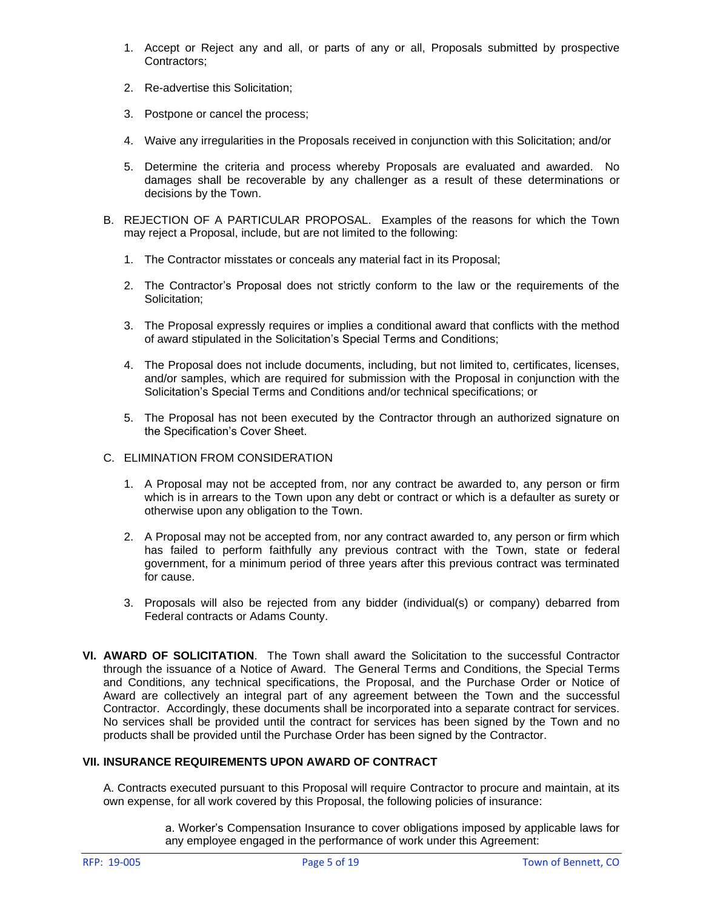1. Accept or Reject any and all, or parts of any or all, Proposals submitted by prospective Contractors;

2. Re-advertise this Solicitation;

3. Postpone or cancel the process;

4. Waive any irregularities in the Proposals received in conjunction with this Solicitation; and/or

5. Determine the criteria and process whereby Proposals are evaluated and awarded. No damages shall be recoverable by any challenger as a result of these determinations or decisions by the Town.

B. REJECTION OF A PARTICULAR PROPOSAL. Examples of the reasons for which the Town may reject a Proposal, include, but are not limited to the following:

1. The Contractor misstates or conceals any material fact in its Proposal;

2. The Contractor's Proposal does not strictly conform to the law or the requirements of the Solicitation;

3. The Proposal expressly requires or implies a conditional award that conflicts with the method of award stipulated in the Solicitation's Special Terms and Conditions;

4. The Proposal does not include documents, including, but not limited to, certificates, licenses, and/or samples, which are required for submission with the Proposal in conjunction with the Solicitation's Special Terms and Conditions and/or technical specifications; or

5. The Proposal has not been executed by the Contractor through an authorized signature on the Specification's Cover Sheet.

C. ELIMINATION FROM CONSIDERATION

1. A Proposal may not be accepted from, nor any contract be awarded to, any person or firm which is in arrears to the Town upon any debt or contract or which is a defaulter as surety or otherwise upon any obligation to the Town.

2. A Proposal may not be accepted from, nor any contract awarded to, any person or firm which has failed to perform faithfully any previous contract with the Town, state or federal government, for a minimum period of three years after this previous contract was terminated for cause.

3. Proposals will also be rejected from any bidder (individual(s) or company) debarred from Federal contracts or Adams County.

**VI. AWARD OF SOLICITATION**. The Town shall award the Solicitation to the successful Contractor through the issuance of a Notice of Award. The General Terms and Conditions, the Special Terms and Conditions, any technical specifications, the Proposal, and the Purchase Order or Notice of Award are collectively an integral part of any agreement between the Town and the successful Contractor. Accordingly, these documents shall be incorporated into a separate contract for services. No services shall be provided until the contract for services has been signed by the Town and no products shall be provided until the Purchase Order has been signed by the Contractor.

**VII. INSURANCE REQUIREMENTS UPON AWARD OF CONTRACT**

A. Contracts executed pursuant to this Proposal will require Contractor to procure and maintain, at its own expense, for all work covered by this Proposal, the following policies of insurance:

a. Worker's Compensation Insurance to cover obligations imposed by applicable laws for any employee engaged in the performance of work under this Agreement: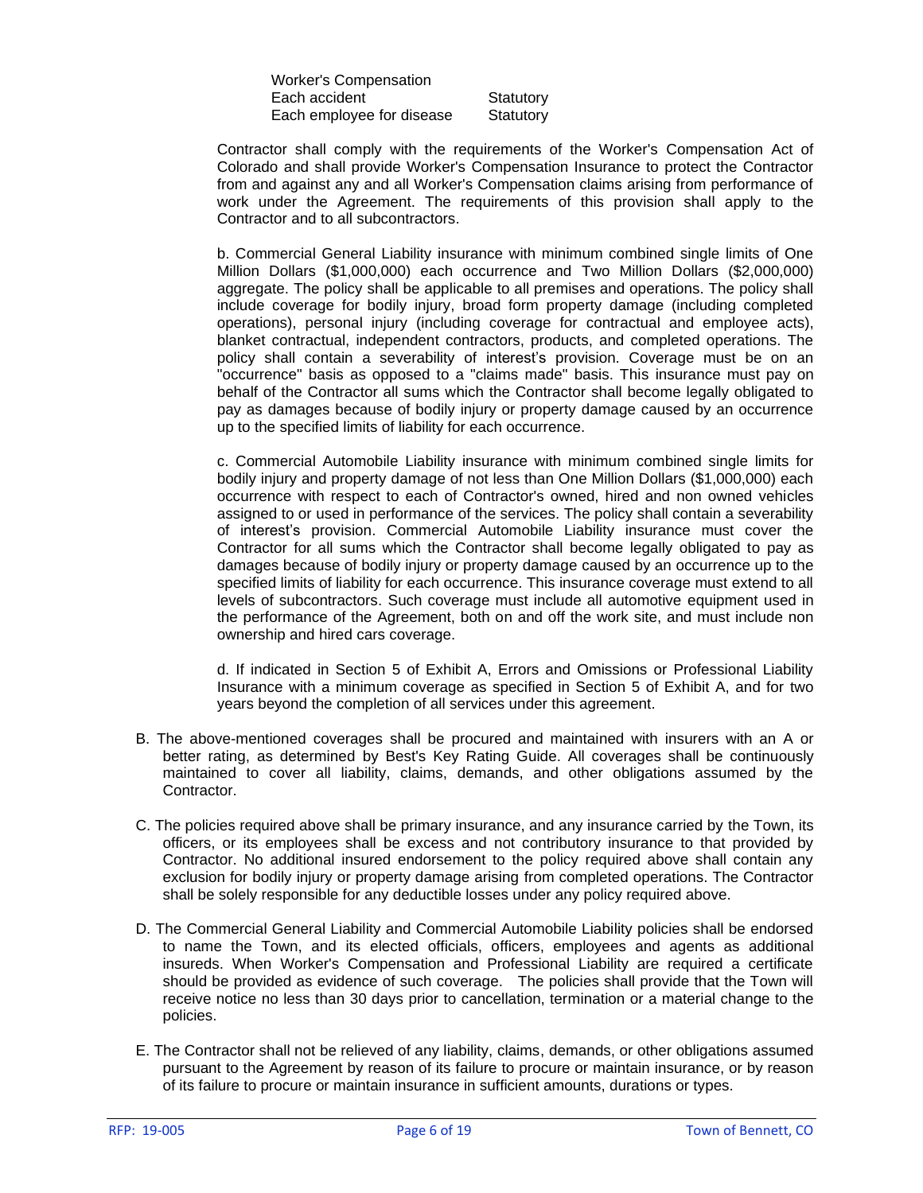| Worker's Compensation | |
|---|---|
| Each accident | Statutory |
| Each employee for disease | Statutory |

Contractor shall comply with the requirements of the Worker's Compensation Act of Colorado and shall provide Worker's Compensation Insurance to protect the Contractor from and against any and all Worker's Compensation claims arising from performance of work under the Agreement. The requirements of this provision shall apply to the Contractor and to all subcontractors.

b. Commercial General Liability insurance with minimum combined single limits of One Million Dollars ($1,000,000) each occurrence and Two Million Dollars ($2,000,000) aggregate. The policy shall be applicable to all premises and operations. The policy shall include coverage for bodily injury, broad form property damage (including completed operations), personal injury (including coverage for contractual and employee acts), blanket contractual, independent contractors, products, and completed operations. The policy shall contain a severability of interest's provision. Coverage must be on an "occurrence" basis as opposed to a "claims made" basis. This insurance must pay on behalf of the Contractor all sums which the Contractor shall become legally obligated to pay as damages because of bodily injury or property damage caused by an occurrence up to the specified limits of liability for each occurrence.

c. Commercial Automobile Liability insurance with minimum combined single limits for bodily injury and property damage of not less than One Million Dollars ($1,000,000) each occurrence with respect to each of Contractor's owned, hired and non owned vehicles assigned to or used in performance of the services. The policy shall contain a severability of interest's provision. Commercial Automobile Liability insurance must cover the Contractor for all sums which the Contractor shall become legally obligated to pay as damages because of bodily injury or property damage caused by an occurrence up to the specified limits of liability for each occurrence. This insurance coverage must extend to all levels of subcontractors. Such coverage must include all automotive equipment used in the performance of the Agreement, both on and off the work site, and must include non ownership and hired cars coverage.

d. If indicated in Section 5 of Exhibit A, Errors and Omissions or Professional Liability Insurance with a minimum coverage as specified in Section 5 of Exhibit A, and for two years beyond the completion of all services under this agreement.

B. The above-mentioned coverages shall be procured and maintained with insurers with an A or better rating, as determined by Best's Key Rating Guide. All coverages shall be continuously maintained to cover all liability, claims, demands, and other obligations assumed by the Contractor.

C. The policies required above shall be primary insurance, and any insurance carried by the Town, its officers, or its employees shall be excess and not contributory insurance to that provided by Contractor. No additional insured endorsement to the policy required above shall contain any exclusion for bodily injury or property damage arising from completed operations. The Contractor shall be solely responsible for any deductible losses under any policy required above.

D. The Commercial General Liability and Commercial Automobile Liability policies shall be endorsed to name the Town, and its elected officials, officers, employees and agents as additional insureds. When Worker's Compensation and Professional Liability are required a certificate should be provided as evidence of such coverage. The policies shall provide that the Town will receive notice no less than 30 days prior to cancellation, termination or a material change to the policies.

E. The Contractor shall not be relieved of any liability, claims, demands, or other obligations assumed pursuant to the Agreement by reason of its failure to procure or maintain insurance, or by reason of its failure to procure or maintain insurance in sufficient amounts, durations or types.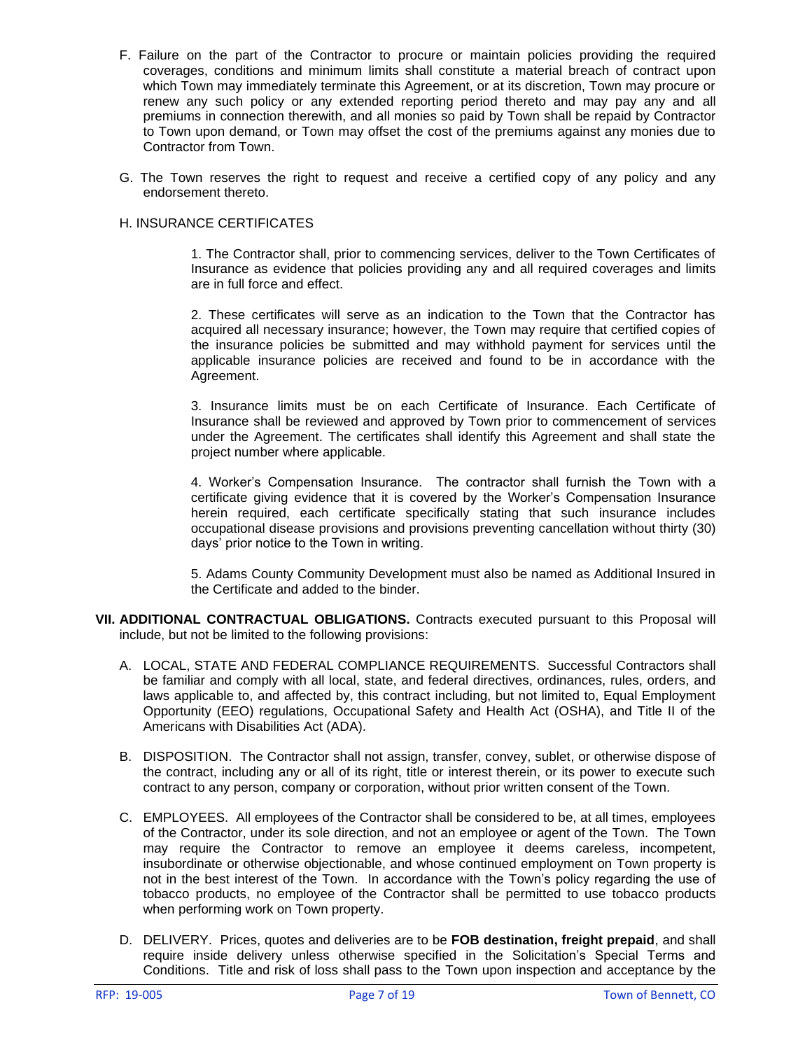F. Failure on the part of the Contractor to procure or maintain policies providing the required coverages, conditions and minimum limits shall constitute a material breach of contract upon which Town may immediately terminate this Agreement, or at its discretion, Town may procure or renew any such policy or any extended reporting period thereto and may pay any and all premiums in connection therewith, and all monies so paid by Town shall be repaid by Contractor to Town upon demand, or Town may offset the cost of the premiums against any monies due to Contractor from Town.

G. The Town reserves the right to request and receive a certified copy of any policy and any endorsement thereto.

H. INSURANCE CERTIFICATES

1. The Contractor shall, prior to commencing services, deliver to the Town Certificates of Insurance as evidence that policies providing any and all required coverages and limits are in full force and effect.

2. These certificates will serve as an indication to the Town that the Contractor has acquired all necessary insurance; however, the Town may require that certified copies of the insurance policies be submitted and may withhold payment for services until the applicable insurance policies are received and found to be in accordance with the Agreement.

3. Insurance limits must be on each Certificate of Insurance. Each Certificate of Insurance shall be reviewed and approved by Town prior to commencement of services under the Agreement. The certificates shall identify this Agreement and shall state the project number where applicable.

4. Worker's Compensation Insurance. The contractor shall furnish the Town with a certificate giving evidence that it is covered by the Worker's Compensation Insurance herein required, each certificate specifically stating that such insurance includes occupational disease provisions and provisions preventing cancellation without thirty (30) days' prior notice to the Town in writing.

5. Adams County Community Development must also be named as Additional Insured in the Certificate and added to the binder.

**VII. ADDITIONAL CONTRACTUAL OBLIGATIONS.** Contracts executed pursuant to this Proposal will include, but not be limited to the following provisions:

A. LOCAL, STATE AND FEDERAL COMPLIANCE REQUIREMENTS. Successful Contractors shall be familiar and comply with all local, state, and federal directives, ordinances, rules, orders, and laws applicable to, and affected by, this contract including, but not limited to, Equal Employment Opportunity (EEO) regulations, Occupational Safety and Health Act (OSHA), and Title II of the Americans with Disabilities Act (ADA).

B. DISPOSITION. The Contractor shall not assign, transfer, convey, sublet, or otherwise dispose of the contract, including any or all of its right, title or interest therein, or its power to execute such contract to any person, company or corporation, without prior written consent of the Town.

C. EMPLOYEES. All employees of the Contractor shall be considered to be, at all times, employees of the Contractor, under its sole direction, and not an employee or agent of the Town. The Town may require the Contractor to remove an employee it deems careless, incompetent, insubordinate or otherwise objectionable, and whose continued employment on Town property is not in the best interest of the Town. In accordance with the Town's policy regarding the use of tobacco products, no employee of the Contractor shall be permitted to use tobacco products when performing work on Town property.

D. DELIVERY. Prices, quotes and deliveries are to be **FOB destination, freight prepaid**, and shall require inside delivery unless otherwise specified in the Solicitation's Special Terms and Conditions. Title and risk of loss shall pass to the Town upon inspection and acceptance by the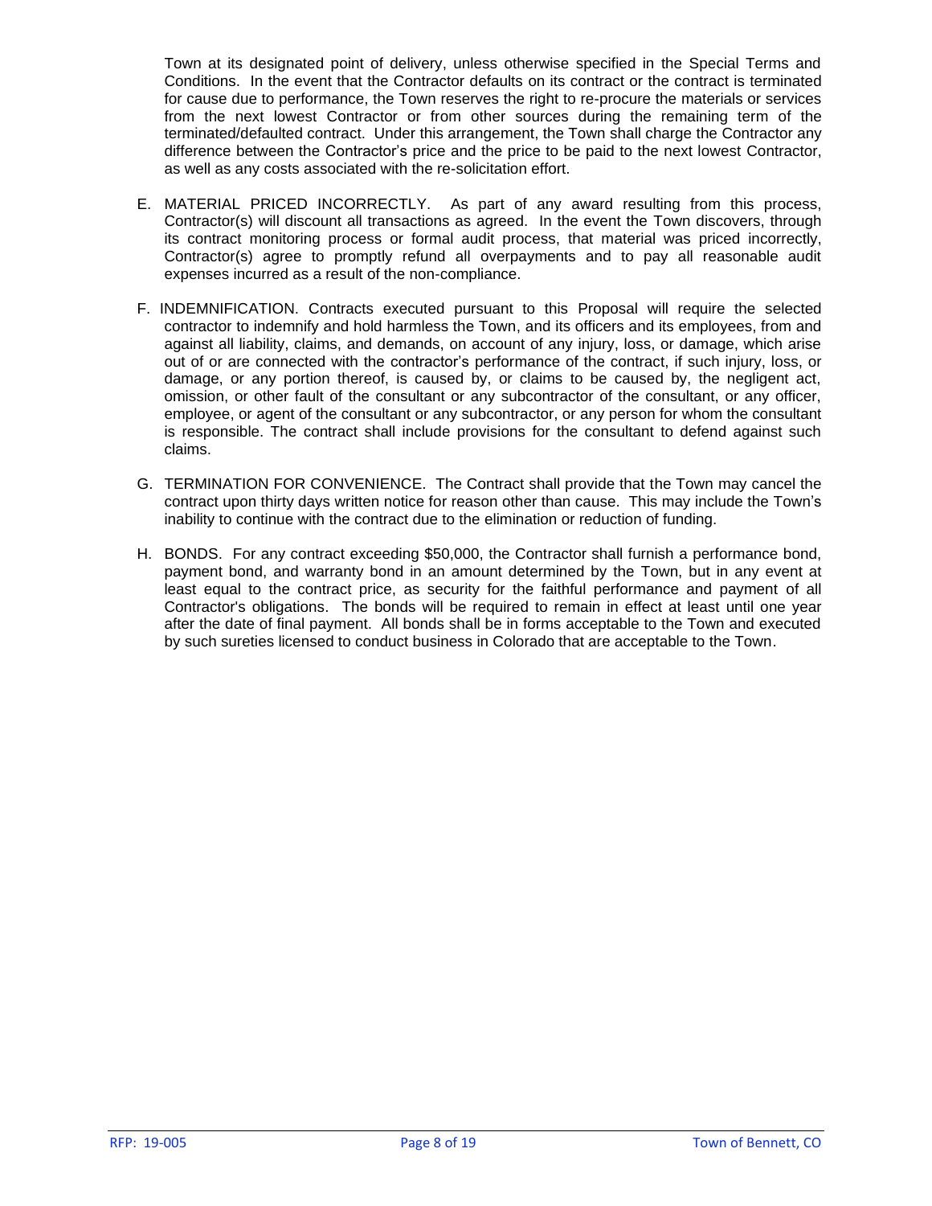Town at its designated point of delivery, unless otherwise specified in the Special Terms and Conditions. In the event that the Contractor defaults on its contract or the contract is terminated for cause due to performance, the Town reserves the right to re-procure the materials or services from the next lowest Contractor or from other sources during the remaining term of the terminated/defaulted contract. Under this arrangement, the Town shall charge the Contractor any difference between the Contractor's price and the price to be paid to the next lowest Contractor, as well as any costs associated with the re-solicitation effort.

E. MATERIAL PRICED INCORRECTLY. As part of any award resulting from this process, Contractor(s) will discount all transactions as agreed. In the event the Town discovers, through its contract monitoring process or formal audit process, that material was priced incorrectly, Contractor(s) agree to promptly refund all overpayments and to pay all reasonable audit expenses incurred as a result of the non-compliance.

F. INDEMNIFICATION. Contracts executed pursuant to this Proposal will require the selected contractor to indemnify and hold harmless the Town, and its officers and its employees, from and against all liability, claims, and demands, on account of any injury, loss, or damage, which arise out of or are connected with the contractor's performance of the contract, if such injury, loss, or damage, or any portion thereof, is caused by, or claims to be caused by, the negligent act, omission, or other fault of the consultant or any subcontractor of the consultant, or any officer, employee, or agent of the consultant or any subcontractor, or any person for whom the consultant is responsible. The contract shall include provisions for the consultant to defend against such claims.

G. TERMINATION FOR CONVENIENCE. The Contract shall provide that the Town may cancel the contract upon thirty days written notice for reason other than cause. This may include the Town's inability to continue with the contract due to the elimination or reduction of funding.

H. BONDS. For any contract exceeding $50,000, the Contractor shall furnish a performance bond, payment bond, and warranty bond in an amount determined by the Town, but in any event at least equal to the contract price, as security for the faithful performance and payment of all Contractor's obligations. The bonds will be required to remain in effect at least until one year after the date of final payment. All bonds shall be in forms acceptable to the Town and executed by such sureties licensed to conduct business in Colorado that are acceptable to the Town.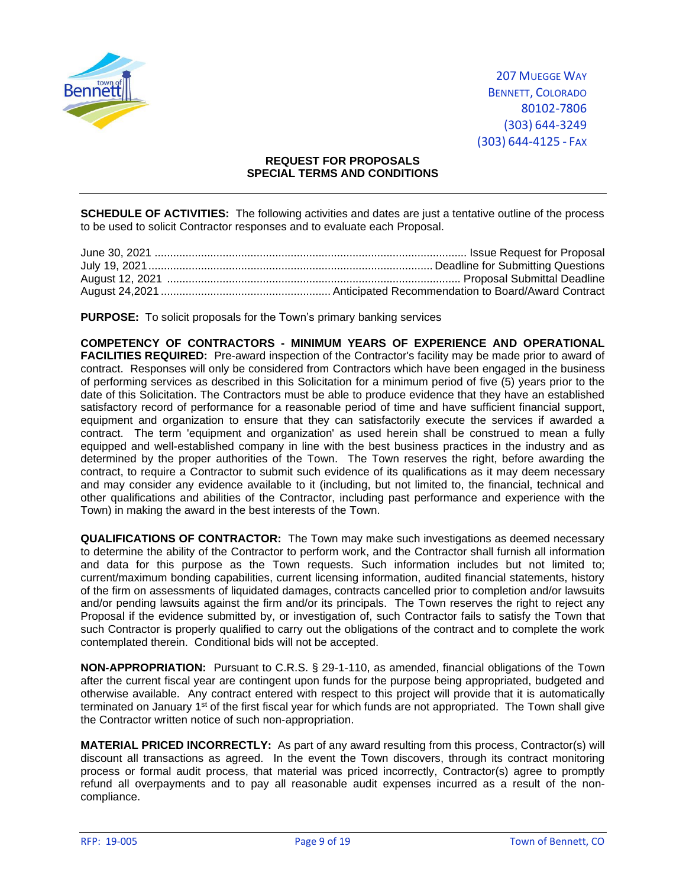207 MUEGGE WAY
BENNETT, COLORADO
80102-7806
(303) 644-3249
(303) 644-4125 - FAX

## REQUEST FOR PROPOSALS
## SPECIAL TERMS AND CONDITIONS

**SCHEDULE OF ACTIVITIES:** The following activities and dates are just a tentative outline of the process to be used to solicit Contractor responses and to evaluate each Proposal.

| Date | Activity |
|---|---|
| June 30, 2021 | Issue Request for Proposal |
| July 19, 2021 | Deadline for Submitting Questions |
| August 12, 2021 | Proposal Submittal Deadline |
| August 24,2021 | Anticipated Recommendation to Board/Award Contract |

**PURPOSE:** To solicit proposals for the Town's primary banking services

**COMPETENCY OF CONTRACTORS - MINIMUM YEARS OF EXPERIENCE AND OPERATIONAL FACILITIES REQUIRED:** Pre-award inspection of the Contractor's facility may be made prior to award of contract. Responses will only be considered from Contractors which have been engaged in the business of performing services as described in this Solicitation for a minimum period of five (5) years prior to the date of this Solicitation. The Contractors must be able to produce evidence that they have an established satisfactory record of performance for a reasonable period of time and have sufficient financial support, equipment and organization to ensure that they can satisfactorily execute the services if awarded a contract. The term 'equipment and organization' as used herein shall be construed to mean a fully equipped and well-established company in line with the best business practices in the industry and as determined by the proper authorities of the Town. The Town reserves the right, before awarding the contract, to require a Contractor to submit such evidence of its qualifications as it may deem necessary and may consider any evidence available to it (including, but not limited to, the financial, technical and other qualifications and abilities of the Contractor, including past performance and experience with the Town) in making the award in the best interests of the Town.

**QUALIFICATIONS OF CONTRACTOR:** The Town may make such investigations as deemed necessary to determine the ability of the Contractor to perform work, and the Contractor shall furnish all information and data for this purpose as the Town requests. Such information includes but not limited to; current/maximum bonding capabilities, current licensing information, audited financial statements, history of the firm on assessments of liquidated damages, contracts cancelled prior to completion and/or lawsuits and/or pending lawsuits against the firm and/or its principals. The Town reserves the right to reject any Proposal if the evidence submitted by, or investigation of, such Contractor fails to satisfy the Town that such Contractor is properly qualified to carry out the obligations of the contract and to complete the work contemplated therein. Conditional bids will not be accepted.

**NON-APPROPRIATION:** Pursuant to C.R.S. § 29-1-110, as amended, financial obligations of the Town after the current fiscal year are contingent upon funds for the purpose being appropriated, budgeted and otherwise available. Any contract entered with respect to this project will provide that it is automatically terminated on January 1st of the first fiscal year for which funds are not appropriated. The Town shall give the Contractor written notice of such non-appropriation.

**MATERIAL PRICED INCORRECTLY:** As part of any award resulting from this process, Contractor(s) will discount all transactions as agreed. In the event the Town discovers, through its contract monitoring process or formal audit process, that material was priced incorrectly, Contractor(s) agree to promptly refund all overpayments and to pay all reasonable audit expenses incurred as a result of the non-compliance.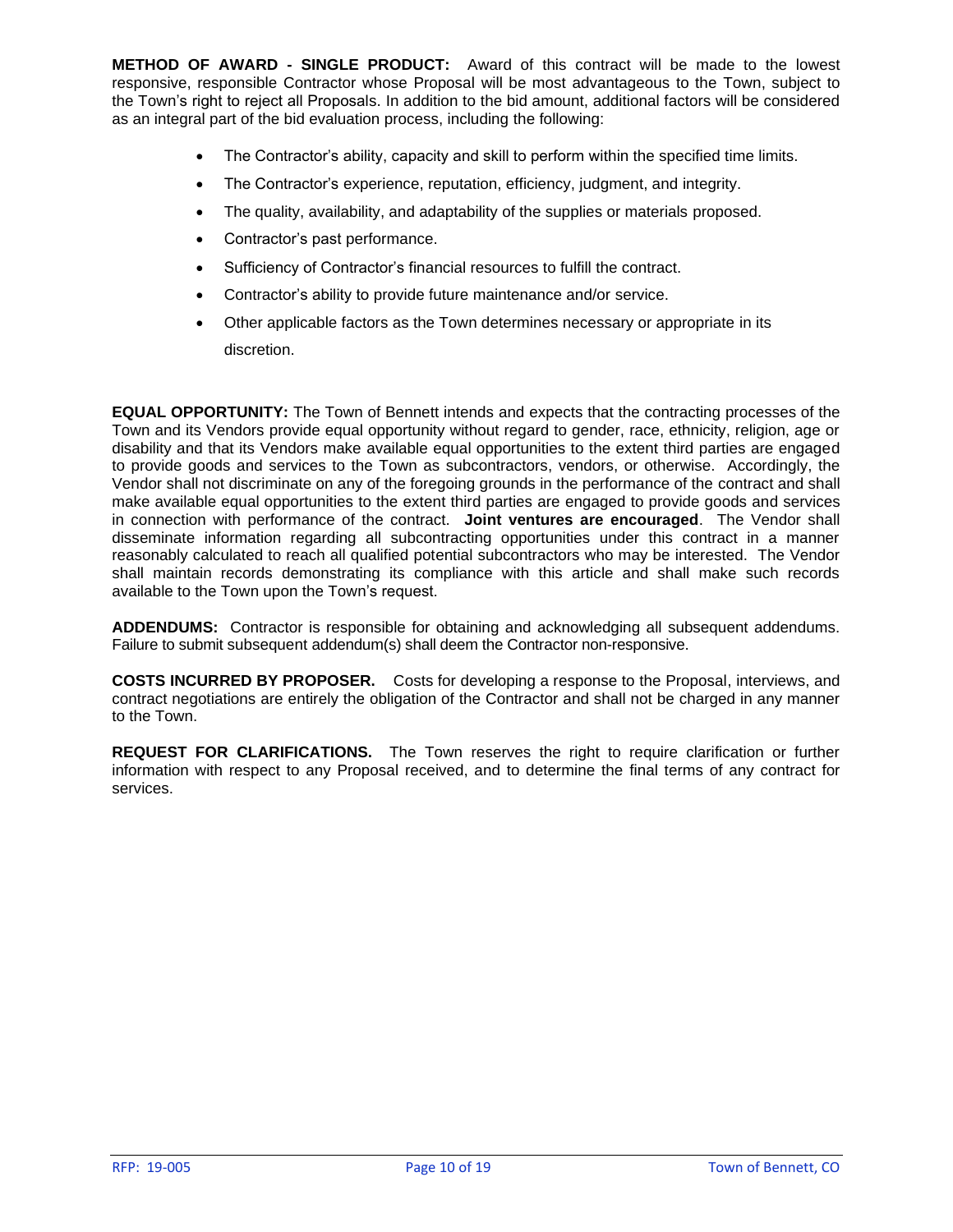**METHOD OF AWARD - SINGLE PRODUCT:** Award of this contract will be made to the lowest responsive, responsible Contractor whose Proposal will be most advantageous to the Town, subject to the Town's right to reject all Proposals. In addition to the bid amount, additional factors will be considered as an integral part of the bid evaluation process, including the following:

- The Contractor's ability, capacity and skill to perform within the specified time limits.
- The Contractor's experience, reputation, efficiency, judgment, and integrity.
- The quality, availability, and adaptability of the supplies or materials proposed.
- Contractor's past performance.
- Sufficiency of Contractor's financial resources to fulfill the contract.
- Contractor's ability to provide future maintenance and/or service.
- Other applicable factors as the Town determines necessary or appropriate in its discretion.

**EQUAL OPPORTUNITY:** The Town of Bennett intends and expects that the contracting processes of the Town and its Vendors provide equal opportunity without regard to gender, race, ethnicity, religion, age or disability and that its Vendors make available equal opportunities to the extent third parties are engaged to provide goods and services to the Town as subcontractors, vendors, or otherwise. Accordingly, the Vendor shall not discriminate on any of the foregoing grounds in the performance of the contract and shall make available equal opportunities to the extent third parties are engaged to provide goods and services in connection with performance of the contract. **Joint ventures are encouraged**. The Vendor shall disseminate information regarding all subcontracting opportunities under this contract in a manner reasonably calculated to reach all qualified potential subcontractors who may be interested. The Vendor shall maintain records demonstrating its compliance with this article and shall make such records available to the Town upon the Town's request.

**ADDENDUMS:** Contractor is responsible for obtaining and acknowledging all subsequent addendums. Failure to submit subsequent addendum(s) shall deem the Contractor non-responsive.

**COSTS INCURRED BY PROPOSER.** Costs for developing a response to the Proposal, interviews, and contract negotiations are entirely the obligation of the Contractor and shall not be charged in any manner to the Town.

**REQUEST FOR CLARIFICATIONS.** The Town reserves the right to require clarification or further information with respect to any Proposal received, and to determine the final terms of any contract for services.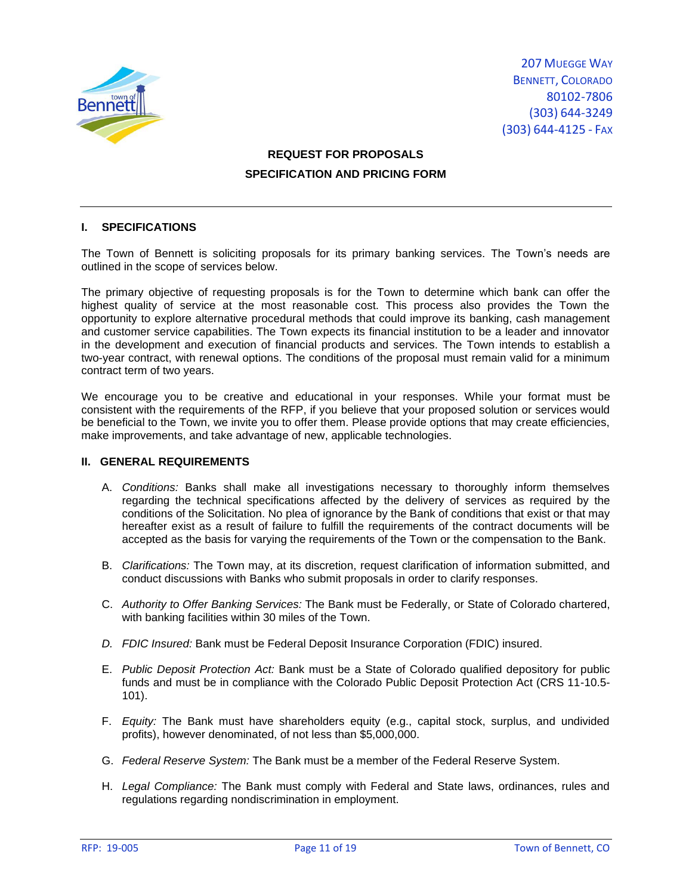207 Muegge Way
Bennett, Colorado
80102-7806
(303) 644-3249
(303) 644-4125 - Fax

**REQUEST FOR PROPOSALS**

**SPECIFICATION AND PRICING FORM**

---

## I. SPECIFICATIONS

The Town of Bennett is soliciting proposals for its primary banking services. The Town's needs are outlined in the scope of services below.

The primary objective of requesting proposals is for the Town to determine which bank can offer the highest quality of service at the most reasonable cost. This process also provides the Town the opportunity to explore alternative procedural methods that could improve its banking, cash management and customer service capabilities. The Town expects its financial institution to be a leader and innovator in the development and execution of financial products and services. The Town intends to establish a two-year contract, with renewal options. The conditions of the proposal must remain valid for a minimum contract term of two years.

We encourage you to be creative and educational in your responses. While your format must be consistent with the requirements of the RFP, if you believe that your proposed solution or services would be beneficial to the Town, we invite you to offer them. Please provide options that may create efficiencies, make improvements, and take advantage of new, applicable technologies.

## II. GENERAL REQUIREMENTS

A. *Conditions:* Banks shall make all investigations necessary to thoroughly inform themselves regarding the technical specifications affected by the delivery of services as required by the conditions of the Solicitation. No plea of ignorance by the Bank of conditions that exist or that may hereafter exist as a result of failure to fulfill the requirements of the contract documents will be accepted as the basis for varying the requirements of the Town or the compensation to the Bank.

B. *Clarifications:* The Town may, at its discretion, request clarification of information submitted, and conduct discussions with Banks who submit proposals in order to clarify responses.

C. *Authority to Offer Banking Services:* The Bank must be Federally, or State of Colorado chartered, with banking facilities within 30 miles of the Town.

*D.* *FDIC Insured:* Bank must be Federal Deposit Insurance Corporation (FDIC) insured.

E. *Public Deposit Protection Act:* Bank must be a State of Colorado qualified depository for public funds and must be in compliance with the Colorado Public Deposit Protection Act (CRS 11-10.5-101).

F. *Equity:* The Bank must have shareholders equity (e.g., capital stock, surplus, and undivided profits), however denominated, of not less than $5,000,000.

G. *Federal Reserve System:* The Bank must be a member of the Federal Reserve System.

H. *Legal Compliance:* The Bank must comply with Federal and State laws, ordinances, rules and regulations regarding nondiscrimination in employment.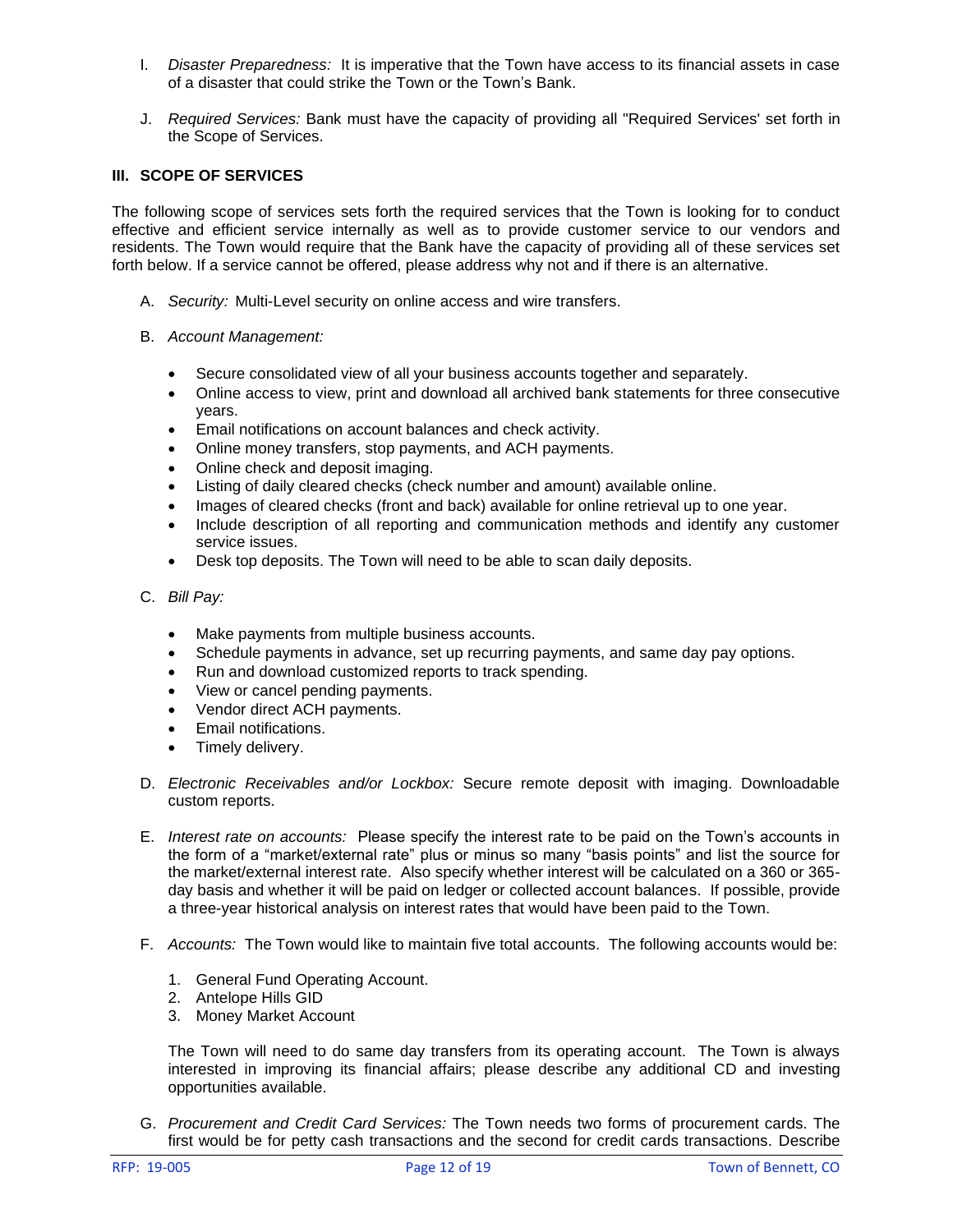I. *Disaster Preparedness:* It is imperative that the Town have access to its financial assets in case of a disaster that could strike the Town or the Town's Bank.

J. *Required Services:* Bank must have the capacity of providing all "Required Services' set forth in the Scope of Services.

## III. SCOPE OF SERVICES

The following scope of services sets forth the required services that the Town is looking for to conduct effective and efficient service internally as well as to provide customer service to our vendors and residents. The Town would require that the Bank have the capacity of providing all of these services set forth below. If a service cannot be offered, please address why not and if there is an alternative.

A. *Security:* Multi-Level security on online access and wire transfers.

B. *Account Management:*

- Secure consolidated view of all your business accounts together and separately.
- Online access to view, print and download all archived bank statements for three consecutive years.
- Email notifications on account balances and check activity.
- Online money transfers, stop payments, and ACH payments.
- Online check and deposit imaging.
- Listing of daily cleared checks (check number and amount) available online.
- Images of cleared checks (front and back) available for online retrieval up to one year.
- Include description of all reporting and communication methods and identify any customer service issues.
- Desk top deposits. The Town will need to be able to scan daily deposits.

C. *Bill Pay:*

- Make payments from multiple business accounts.
- Schedule payments in advance, set up recurring payments, and same day pay options.
- Run and download customized reports to track spending.
- View or cancel pending payments.
- Vendor direct ACH payments.
- Email notifications.
- Timely delivery.

D. *Electronic Receivables and/or Lockbox:* Secure remote deposit with imaging. Downloadable custom reports.

E. *Interest rate on accounts:* Please specify the interest rate to be paid on the Town's accounts in the form of a "market/external rate" plus or minus so many "basis points" and list the source for the market/external interest rate. Also specify whether interest will be calculated on a 360 or 365-day basis and whether it will be paid on ledger or collected account balances. If possible, provide a three-year historical analysis on interest rates that would have been paid to the Town.

F. *Accounts:* The Town would like to maintain five total accounts. The following accounts would be:

1. General Fund Operating Account.
2. Antelope Hills GID
3. Money Market Account

The Town will need to do same day transfers from its operating account. The Town is always interested in improving its financial affairs; please describe any additional CD and investing opportunities available.

G. *Procurement and Credit Card Services:* The Town needs two forms of procurement cards. The first would be for petty cash transactions and the second for credit cards transactions. Describe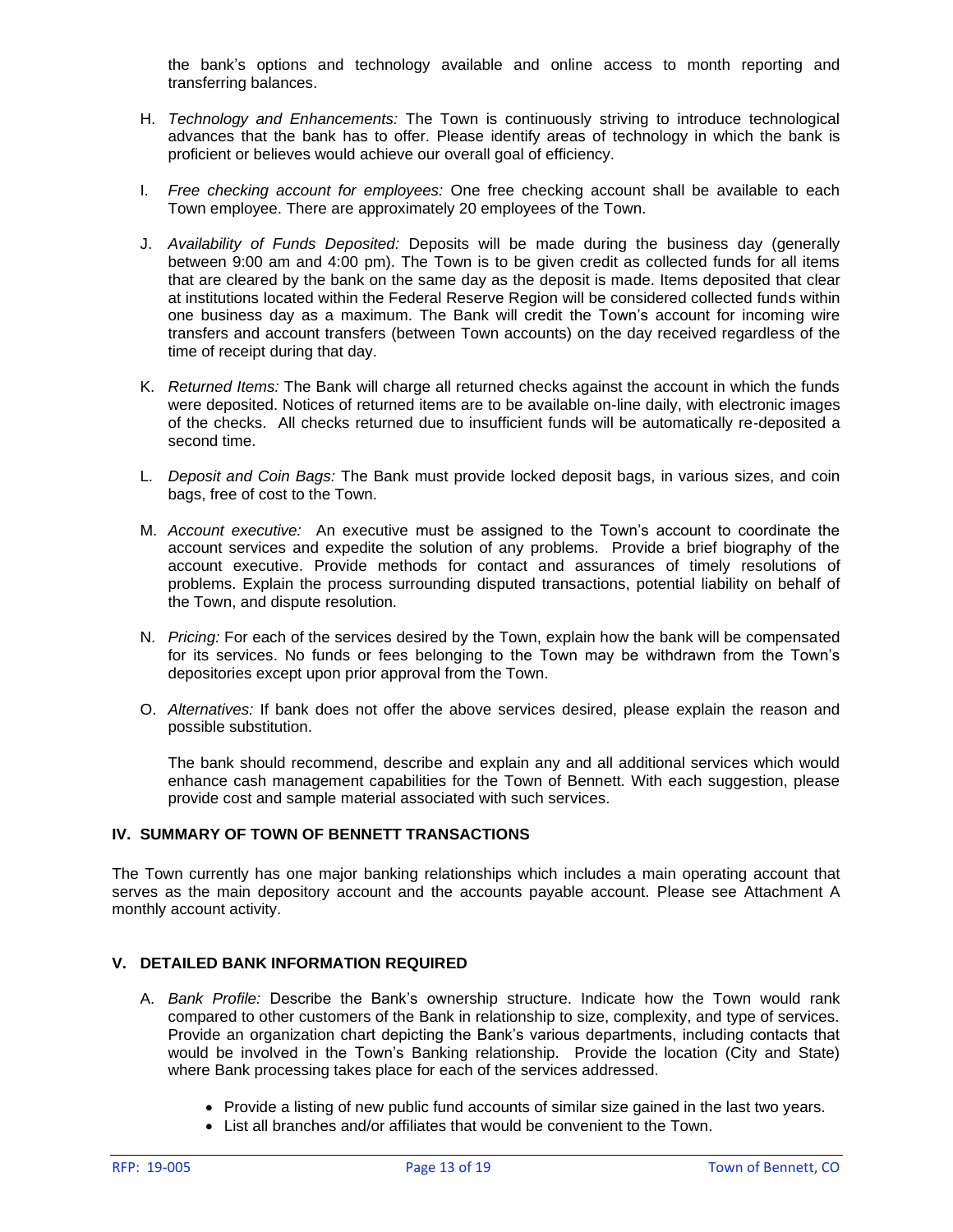the bank's options and technology available and online access to month reporting and transferring balances.

H. *Technology and Enhancements:* The Town is continuously striving to introduce technological advances that the bank has to offer. Please identify areas of technology in which the bank is proficient or believes would achieve our overall goal of efficiency.

I. *Free checking account for employees:* One free checking account shall be available to each Town employee. There are approximately 20 employees of the Town.

J. *Availability of Funds Deposited:* Deposits will be made during the business day (generally between 9:00 am and 4:00 pm). The Town is to be given credit as collected funds for all items that are cleared by the bank on the same day as the deposit is made. Items deposited that clear at institutions located within the Federal Reserve Region will be considered collected funds within one business day as a maximum. The Bank will credit the Town's account for incoming wire transfers and account transfers (between Town accounts) on the day received regardless of the time of receipt during that day.

K. *Returned Items:* The Bank will charge all returned checks against the account in which the funds were deposited. Notices of returned items are to be available on-line daily, with electronic images of the checks. All checks returned due to insufficient funds will be automatically re-deposited a second time.

L. *Deposit and Coin Bags:* The Bank must provide locked deposit bags, in various sizes, and coin bags, free of cost to the Town.

M. *Account executive:* An executive must be assigned to the Town's account to coordinate the account services and expedite the solution of any problems. Provide a brief biography of the account executive. Provide methods for contact and assurances of timely resolutions of problems. Explain the process surrounding disputed transactions, potential liability on behalf of the Town, and dispute resolution.

N. *Pricing:* For each of the services desired by the Town, explain how the bank will be compensated for its services. No funds or fees belonging to the Town may be withdrawn from the Town's depositories except upon prior approval from the Town.

O. *Alternatives:* If bank does not offer the above services desired, please explain the reason and possible substitution.

The bank should recommend, describe and explain any and all additional services which would enhance cash management capabilities for the Town of Bennett. With each suggestion, please provide cost and sample material associated with such services.

## IV. SUMMARY OF TOWN OF BENNETT TRANSACTIONS

The Town currently has one major banking relationships which includes a main operating account that serves as the main depository account and the accounts payable account. Please see Attachment A monthly account activity.

## V. DETAILED BANK INFORMATION REQUIRED

A. *Bank Profile:* Describe the Bank's ownership structure. Indicate how the Town would rank compared to other customers of the Bank in relationship to size, complexity, and type of services. Provide an organization chart depicting the Bank's various departments, including contacts that would be involved in the Town's Banking relationship. Provide the location (City and State) where Bank processing takes place for each of the services addressed.

- Provide a listing of new public fund accounts of similar size gained in the last two years.
- List all branches and/or affiliates that would be convenient to the Town.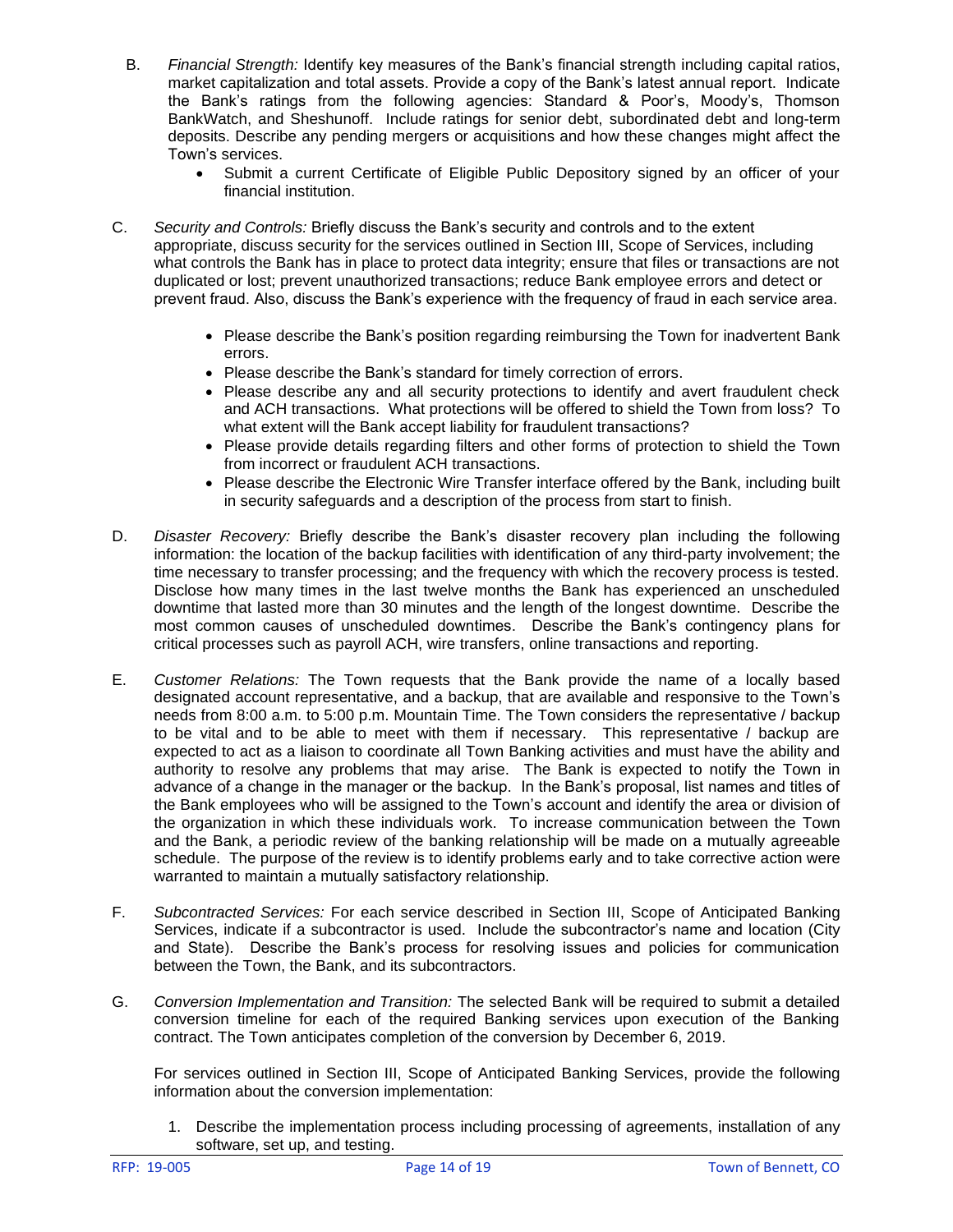B. *Financial Strength:* Identify key measures of the Bank's financial strength including capital ratios, market capitalization and total assets. Provide a copy of the Bank's latest annual report. Indicate the Bank's ratings from the following agencies: Standard & Poor's, Moody's, Thomson BankWatch, and Sheshunoff. Include ratings for senior debt, subordinated debt and long-term deposits. Describe any pending mergers or acquisitions and how these changes might affect the Town's services.

- Submit a current Certificate of Eligible Public Depository signed by an officer of your financial institution.

C. *Security and Controls:* Briefly discuss the Bank's security and controls and to the extent appropriate, discuss security for the services outlined in Section III, Scope of Services, including what controls the Bank has in place to protect data integrity; ensure that files or transactions are not duplicated or lost; prevent unauthorized transactions; reduce Bank employee errors and detect or prevent fraud. Also, discuss the Bank's experience with the frequency of fraud in each service area.

- Please describe the Bank's position regarding reimbursing the Town for inadvertent Bank errors.
- Please describe the Bank's standard for timely correction of errors.
- Please describe any and all security protections to identify and avert fraudulent check and ACH transactions. What protections will be offered to shield the Town from loss? To what extent will the Bank accept liability for fraudulent transactions?
- Please provide details regarding filters and other forms of protection to shield the Town from incorrect or fraudulent ACH transactions.
- Please describe the Electronic Wire Transfer interface offered by the Bank, including built in security safeguards and a description of the process from start to finish.

D. *Disaster Recovery:* Briefly describe the Bank's disaster recovery plan including the following information: the location of the backup facilities with identification of any third-party involvement; the time necessary to transfer processing; and the frequency with which the recovery process is tested. Disclose how many times in the last twelve months the Bank has experienced an unscheduled downtime that lasted more than 30 minutes and the length of the longest downtime. Describe the most common causes of unscheduled downtimes. Describe the Bank's contingency plans for critical processes such as payroll ACH, wire transfers, online transactions and reporting.

E. *Customer Relations:* The Town requests that the Bank provide the name of a locally based designated account representative, and a backup, that are available and responsive to the Town's needs from 8:00 a.m. to 5:00 p.m. Mountain Time. The Town considers the representative / backup to be vital and to be able to meet with them if necessary. This representative / backup are expected to act as a liaison to coordinate all Town Banking activities and must have the ability and authority to resolve any problems that may arise. The Bank is expected to notify the Town in advance of a change in the manager or the backup. In the Bank's proposal, list names and titles of the Bank employees who will be assigned to the Town's account and identify the area or division of the organization in which these individuals work. To increase communication between the Town and the Bank, a periodic review of the banking relationship will be made on a mutually agreeable schedule. The purpose of the review is to identify problems early and to take corrective action were warranted to maintain a mutually satisfactory relationship.

F. *Subcontracted Services:* For each service described in Section III, Scope of Anticipated Banking Services, indicate if a subcontractor is used. Include the subcontractor's name and location (City and State). Describe the Bank's process for resolving issues and policies for communication between the Town, the Bank, and its subcontractors.

G. *Conversion Implementation and Transition:* The selected Bank will be required to submit a detailed conversion timeline for each of the required Banking services upon execution of the Banking contract. The Town anticipates completion of the conversion by December 6, 2019.

For services outlined in Section III, Scope of Anticipated Banking Services, provide the following information about the conversion implementation:

1. Describe the implementation process including processing of agreements, installation of any software, set up, and testing.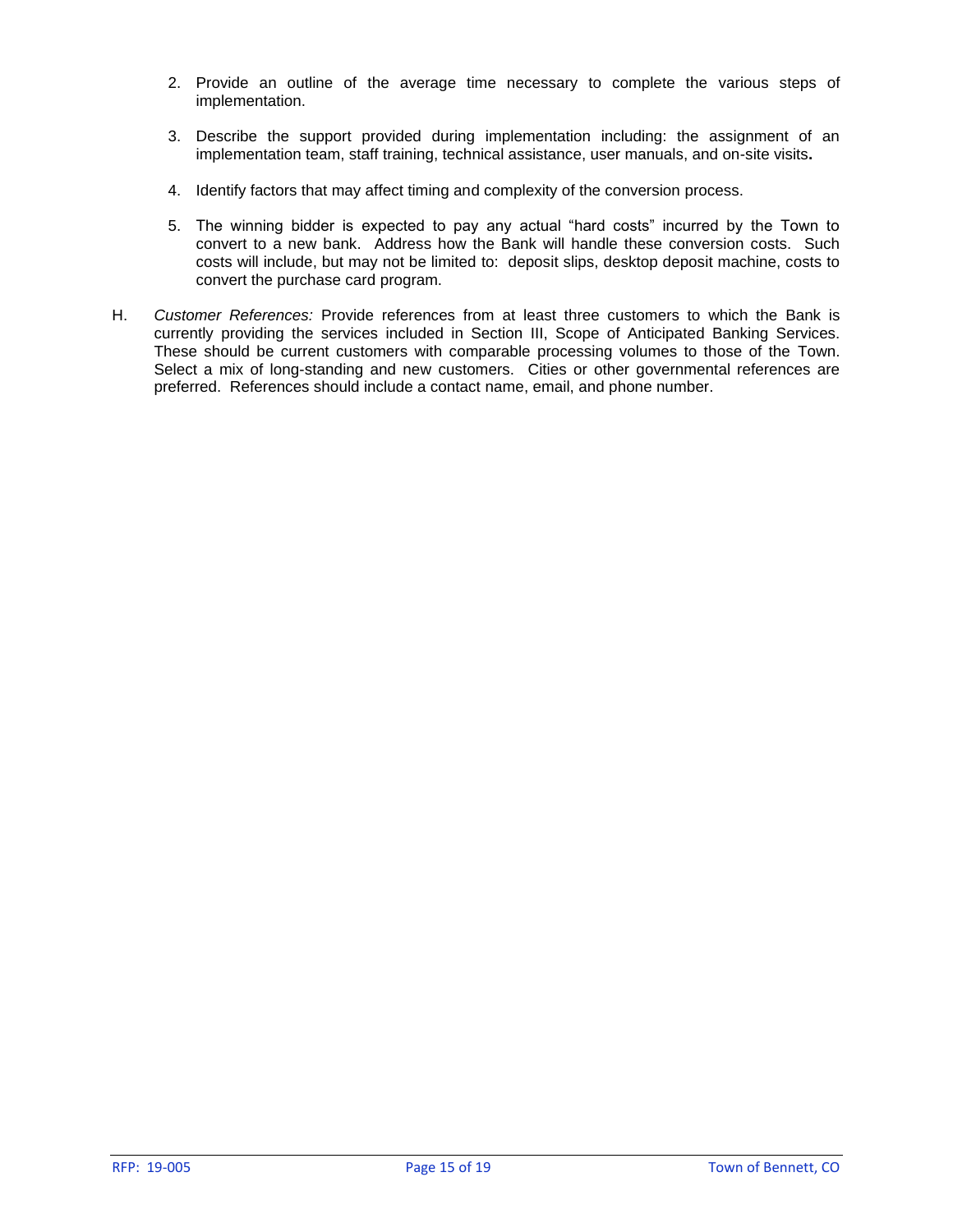2. Provide an outline of the average time necessary to complete the various steps of implementation.

3. Describe the support provided during implementation including: the assignment of an implementation team, staff training, technical assistance, user manuals, and on-site visits**.**

4. Identify factors that may affect timing and complexity of the conversion process.

5. The winning bidder is expected to pay any actual "hard costs" incurred by the Town to convert to a new bank. Address how the Bank will handle these conversion costs. Such costs will include, but may not be limited to: deposit slips, desktop deposit machine, costs to convert the purchase card program.

H. *Customer References:* Provide references from at least three customers to which the Bank is currently providing the services included in Section III, Scope of Anticipated Banking Services. These should be current customers with comparable processing volumes to those of the Town. Select a mix of long-standing and new customers. Cities or other governmental references are preferred. References should include a contact name, email, and phone number.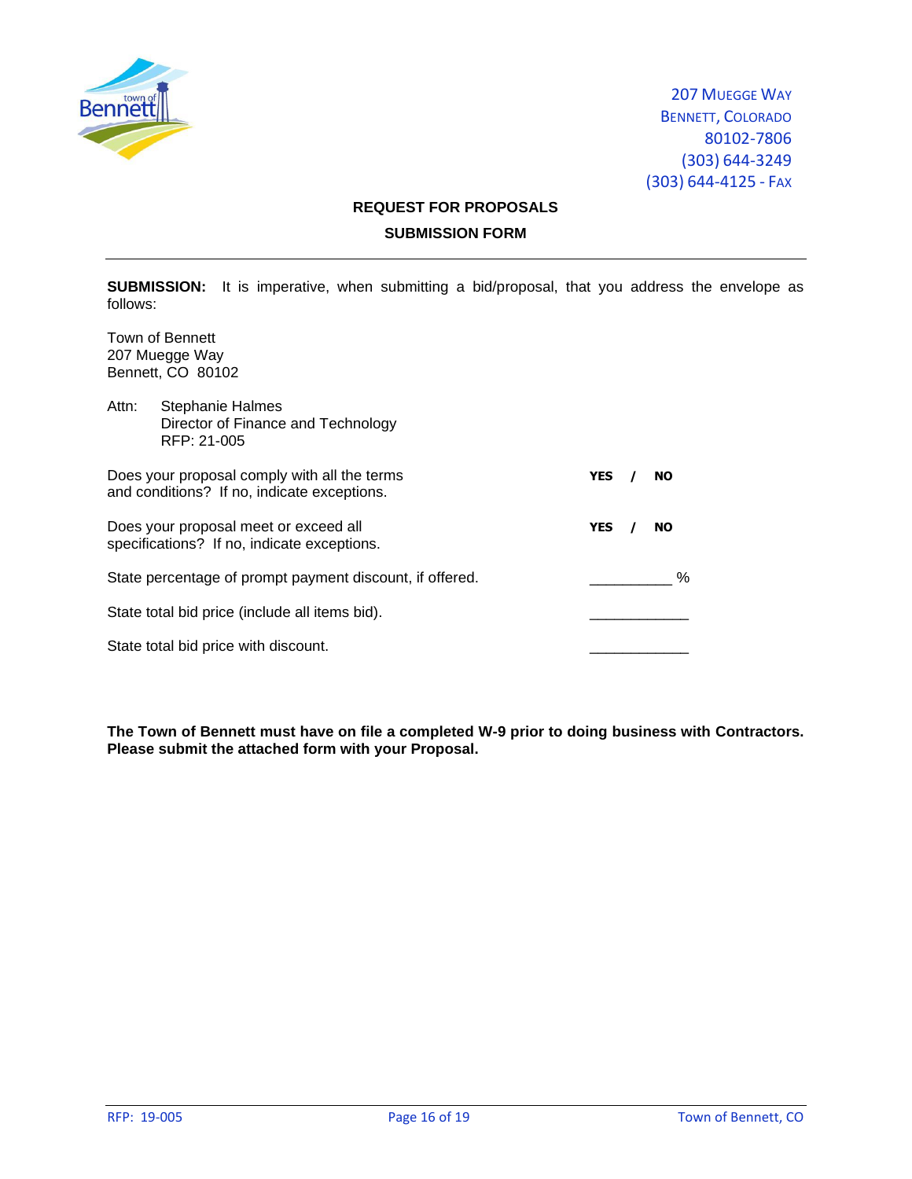207 Muegge Way
Bennett, Colorado
80102-7806
(303) 644-3249
(303) 644-4125 - Fax

## REQUEST FOR PROPOSALS

## SUBMISSION FORM

**SUBMISSION:** It is imperative, when submitting a bid/proposal, that you address the envelope as follows:

Town of Bennett
207 Muegge Way
Bennett, CO 80102

Attn: Stephanie Halmes
Director of Finance and Technology
RFP: 21-005

Does your proposal comply with all the terms and conditions? If no, indicate exceptions. **YES / NO**

Does your proposal meet or exceed all specifications? If no, indicate exceptions. **YES / NO**

State percentage of prompt payment discount, if offered. __________ %

State total bid price (include all items bid). ____________

State total bid price with discount. ____________

**The Town of Bennett must have on file a completed W-9 prior to doing business with Contractors. Please submit the attached form with your Proposal.**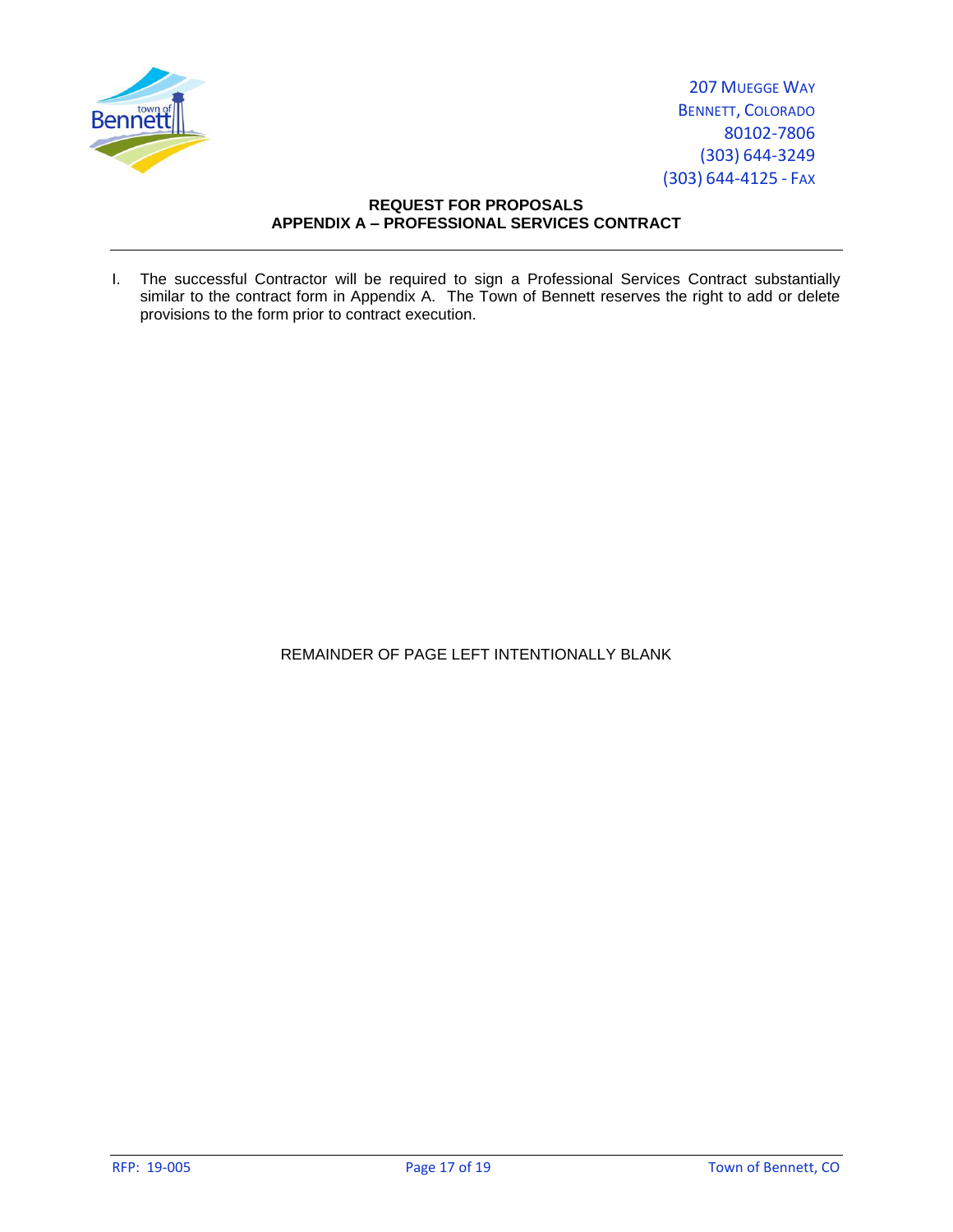207 Muegge Way
Bennett, Colorado
80102-7806
(303) 644-3249
(303) 644-4125 - Fax

**REQUEST FOR PROPOSALS**
**APPENDIX A – PROFESSIONAL SERVICES CONTRACT**

---

I. The successful Contractor will be required to sign a Professional Services Contract substantially similar to the contract form in Appendix A. The Town of Bennett reserves the right to add or delete provisions to the form prior to contract execution.

REMAINDER OF PAGE LEFT INTENTIONALLY BLANK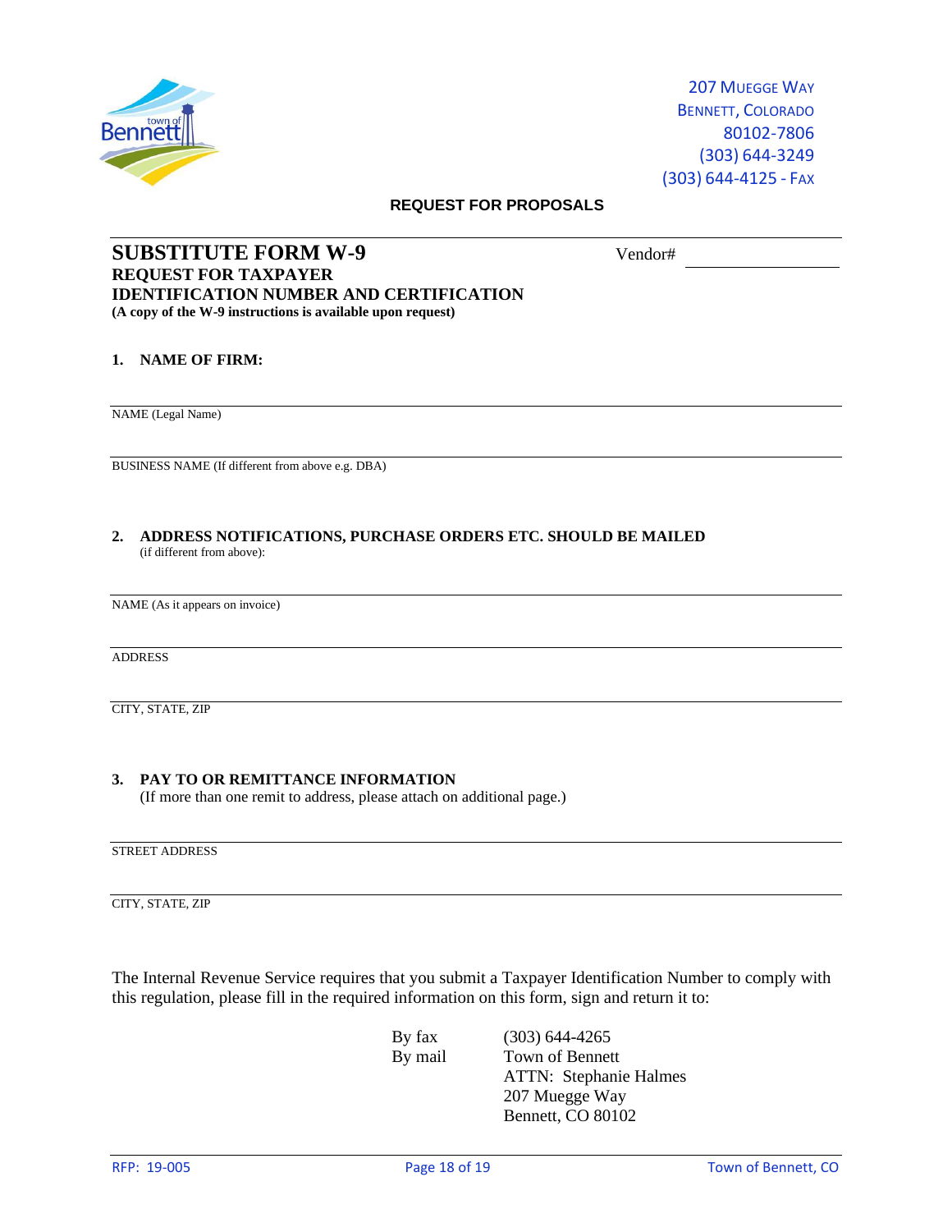207 MUEGGE WAY
BENNETT, COLORADO
80102-7806
(303) 644-3249
(303) 644-4125 - FAX

**REQUEST FOR PROPOSALS**

## SUBSTITUTE FORM W-9

Vendor# ______________

**REQUEST FOR TAXPAYER IDENTIFICATION NUMBER AND CERTIFICATION**

**(A copy of the W-9 instructions is available upon request)**

**1. NAME OF FIRM:**

______________________________________________
NAME (Legal Name)

______________________________________________
BUSINESS NAME (If different from above e.g. DBA)

**2. ADDRESS NOTIFICATIONS, PURCHASE ORDERS ETC. SHOULD BE MAILED**
(if different from above):

______________________________________________
NAME (As it appears on invoice)

______________________________________________
ADDRESS

______________________________________________
CITY, STATE, ZIP

**3. PAY TO OR REMITTANCE INFORMATION**
(If more than one remit to address, please attach on additional page.)

______________________________________________
STREET ADDRESS

______________________________________________
CITY, STATE, ZIP

The Internal Revenue Service requires that you submit a Taxpayer Identification Number to comply with this regulation, please fill in the required information on this form, sign and return it to:

By fax (303) 644-4265
By mail Town of Bennett
ATTN: Stephanie Halmes
207 Muegge Way
Bennett, CO 80102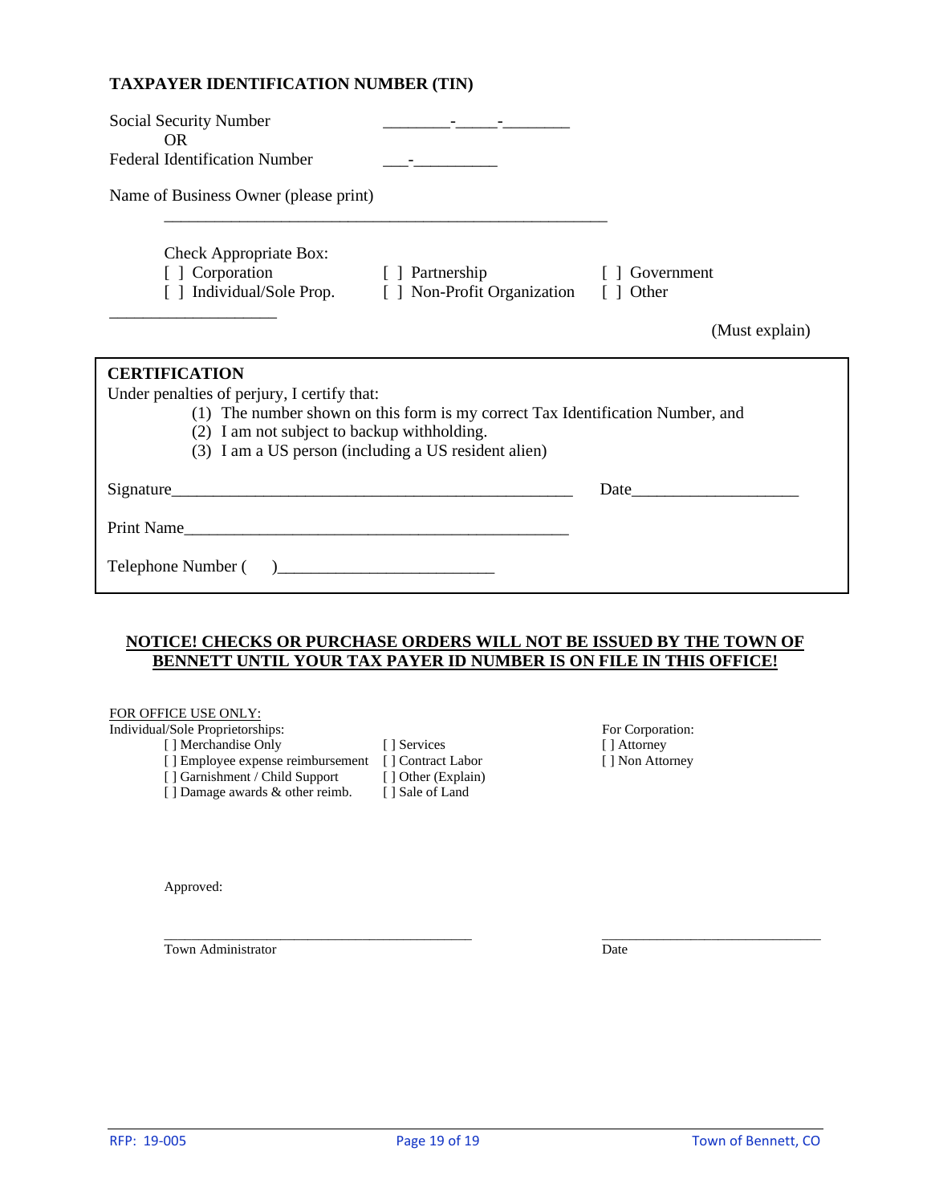**TAXPAYER IDENTIFICATION NUMBER (TIN)**

Social Security Number ________-_____-________
OR
Federal Identification Number ___-__________

Name of Business Owner (please print)

_______________________________________________________

Check Appropriate Box:

| | | |
|---|---|---|
| [ ] Corporation | [ ] Partnership | [ ] Government |
| [ ] Individual/Sole Prop. | [ ] Non-Profit Organization | [ ] Other |

____________________ (Must explain)

**CERTIFICATION**

Under penalties of perjury, I certify that:

(1) The number shown on this form is my correct Tax Identification Number, and
(2) I am not subject to backup withholding.
(3) I am a US person (including a US resident alien)

Signature__________________________________________________ Date____________________

Print Name________________________________________________

Telephone Number (    )__________________________

**NOTICE! CHECKS OR PURCHASE ORDERS WILL NOT BE ISSUED BY THE TOWN OF BENNETT UNTIL YOUR TAX PAYER ID NUMBER IS ON FILE IN THIS OFFICE!**

FOR OFFICE USE ONLY:

Individual/Sole Proprietorships:

| | | |
|---|---|---|
| [ ] Merchandise Only | [ ] Services | For Corporation: |
| [ ] Employee expense reimbursement | [ ] Contract Labor | [ ] Attorney |
| [ ] Garnishment / Child Support | [ ] Other (Explain) | [ ] Non Attorney |
| [ ] Damage awards & other reimb. | [ ] Sale of Land | |

Approved:

_____________________________________________ _______________________________
Town Administrator Date